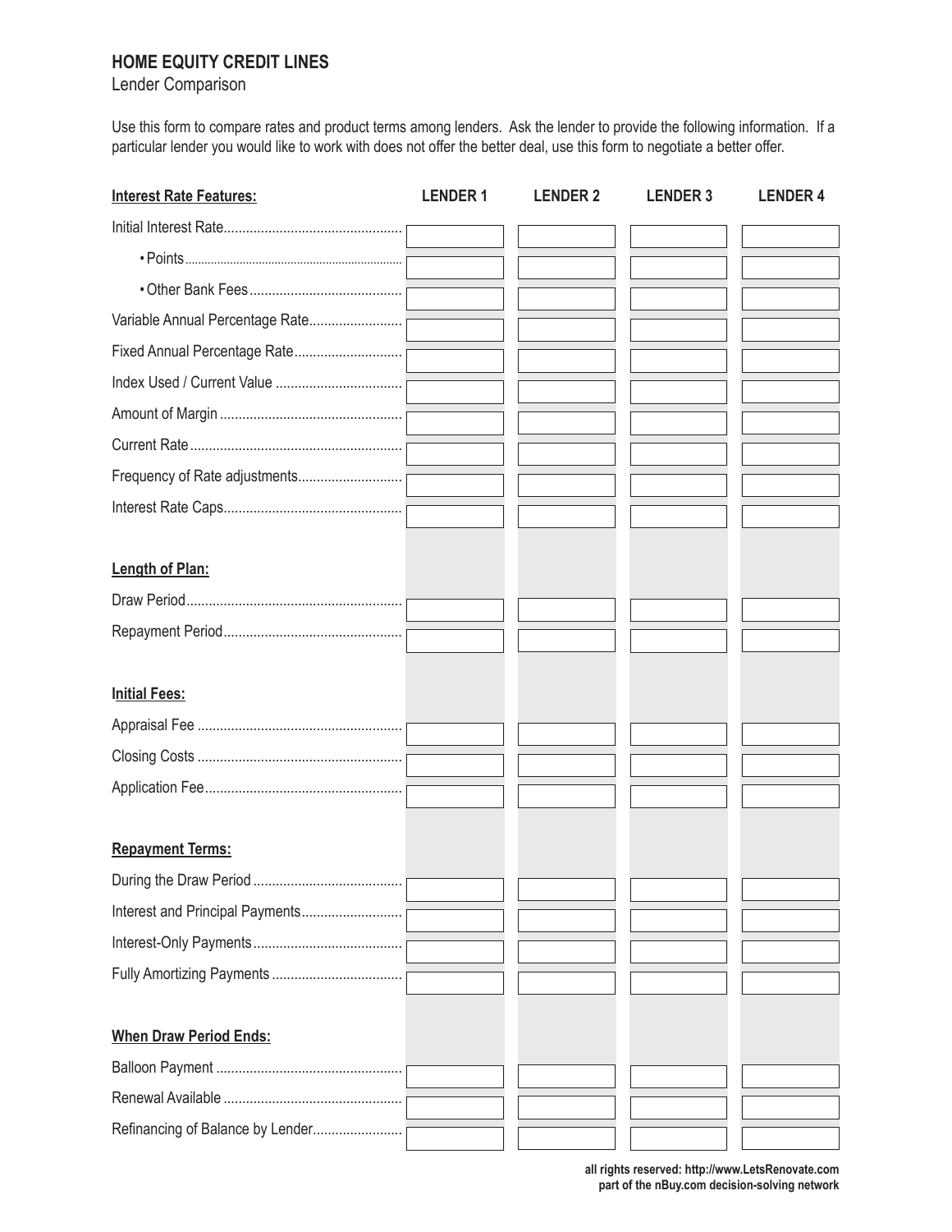## HOME EQUITY CREDIT LINES

Lender Comparison

Use this form to compare rates and product terms among lenders. Ask the lender to provide the following information. If a particular lender you would like to work with does not offer the better deal, use this form to negotiate a better offer.

| **Interest Rate Features:** | **LENDER 1** | **LENDER 2** | **LENDER 3** | **LENDER 4** |
|---|---|---|---|---|
| Initial Interest Rate | | | | |
| • Points | | | | |
| • Other Bank Fees | | | | |
| Variable Annual Percentage Rate | | | | |
| Fixed Annual Percentage Rate | | | | |
| Index Used / Current Value | | | | |
| Amount of Margin | | | | |
| Current Rate | | | | |
| Frequency of Rate adjustments | | | | |
| Interest Rate Caps | | | | |
| **Length of Plan:** | | | | |
| Draw Period | | | | |
| Repayment Period | | | | |
| **Initial Fees:** | | | | |
| Appraisal Fee | | | | |
| Closing Costs | | | | |
| Application Fee | | | | |
| **Repayment Terms:** | | | | |
| During the Draw Period | | | | |
| Interest and Principal Payments | | | | |
| Interest-Only Payments | | | | |
| Fully Amortizing Payments | | | | |
| **When Draw Period Ends:** | | | | |
| Balloon Payment | | | | |
| Renewal Available | | | | |
| Refinancing of Balance by Lender | | | | |

**all rights reserved: http://www.LetsRenovate.com**
**part of the nBuy.com decision-solving network**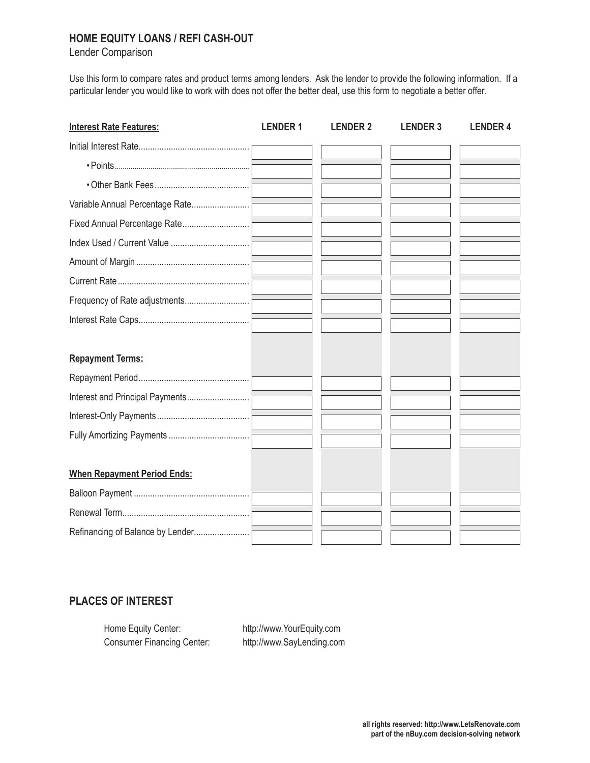## HOME EQUITY LOANS / REFI CASH-OUT

Lender Comparison

Use this form to compare rates and product terms among lenders. Ask the lender to provide the following information. If a particular lender you would like to work with does not offer the better deal, use this form to negotiate a better offer.

| Interest Rate Features: | LENDER 1 | LENDER 2 | LENDER 3 | LENDER 4 |
|---|---|---|---|---|
| Initial Interest Rate | | | | |
| • Points | | | | |
| • Other Bank Fees | | | | |
| Variable Annual Percentage Rate | | | | |
| Fixed Annual Percentage Rate | | | | |
| Index Used / Current Value | | | | |
| Amount of Margin | | | | |
| Current Rate | | | | |
| Frequency of Rate adjustments | | | | |
| Interest Rate Caps | | | | |
| **Repayment Terms:** | | | | |
| Repayment Period | | | | |
| Interest and Principal Payments | | | | |
| Interest-Only Payments | | | | |
| Fully Amortizing Payments | | | | |
| **When Repayment Period Ends:** | | | | |
| Balloon Payment | | | | |
| Renewal Term | | | | |
| Refinancing of Balance by Lender | | | | |

## PLACES OF INTEREST

Home Equity Center: http://www.YourEquity.com

Consumer Financing Center: http://www.SayLending.com

**all rights reserved: http://www.LetsRenovate.com**
**part of the nBuy.com decision-solving network**